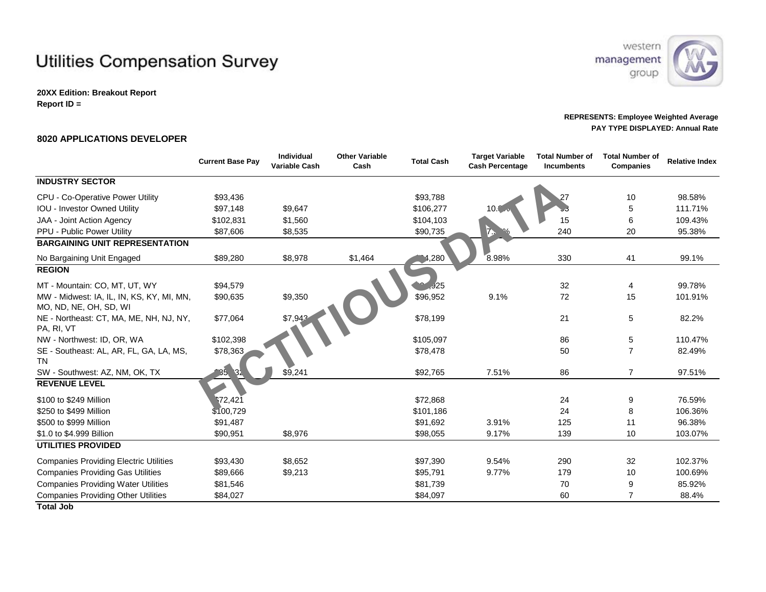# Utilities Compensation Survey

**20XX Edition: Breakout Report**
**Report ID =**

**REPRESENTS: Employee Weighted Average**
**PAY TYPE DISPLAYED: Annual Rate**

### 8020 APPLICATIONS DEVELOPER

| | Current Base Pay | Individual Variable Cash | Other Variable Cash | Total Cash | Target Variable Cash Percentage | Total Number of Incumbents | Total Number of Companies | Relative Index |
|---|---|---|---|---|---|---|---|---|
| **INDUSTRY SECTOR** | | | | | | | | |
| CPU - Co-Operative Power Utility | $93,436 | | | $93,788 | | 27 | 10 | 98.58% |
| IOU - Investor Owned Utility | $97,148 | $9,647 | | $106,277 | 10. | | 5 | 111.71% |
| JAA - Joint Action Agency | $102,831 | $1,560 | | $104,103 | | 15 | 6 | 109.43% |
| PPU - Public Power Utility | $87,606 | $8,535 | | $90,735 | 7. % | 240 | 20 | 95.38% |
| **BARGAINING UNIT REPRESENTATION** | | | | | | | | |
| No Bargaining Unit Engaged | $89,280 | $8,978 | $1,464 | ,280 | 8.98% | 330 | 41 | 99.1% |
| **REGION** | | | | | | | | |
| MT - Mountain: CO, MT, UT, WY | $94,579 | | | ,925 | | 32 | 4 | 99.78% |
| MW - Midwest: IA, IL, IN, KS, KY, MI, MN, MO, ND, NE, OH, SD, WI | $90,635 | $9,350 | | $96,952 | 9.1% | 72 | 15 | 101.91% |
| NE - Northeast: CT, MA, ME, NH, NJ, NY, PA, RI, VT | $77,064 | $7,94 | | $78,199 | | 21 | 5 | 82.2% |
| NW - Northwest: ID, OR, WA | $102,398 | | | $105,097 | | 86 | 5 | 110.47% |
| SE - Southeast: AL, AR, FL, GA, LA, MS, TN | $78,363 | | | $78,478 | | 50 | 7 | 82.49% |
| SW - Southwest: AZ, NM, OK, TX | 85 3 | $9,241 | | $92,765 | 7.51% | 86 | 7 | 97.51% |
| **REVENUE LEVEL** | | | | | | | | |
| $100 to $249 Million | 72,421 | | | $72,868 | | 24 | 9 | 76.59% |
| $250 to $499 Million | $100,729 | | | $101,186 | | 24 | 8 | 106.36% |
| $500 to $999 Million | $91,487 | | | $91,692 | 3.91% | 125 | 11 | 96.38% |
| $1.0 to $4.999 Billion | $90,951 | $8,976 | | $98,055 | 9.17% | 139 | 10 | 103.07% |
| **UTILITIES PROVIDED** | | | | | | | | |
| Companies Providing Electric Utilities | $93,430 | $8,652 | | $97,390 | 9.54% | 290 | 32 | 102.37% |
| Companies Providing Gas Utilities | $89,666 | $9,213 | | $95,791 | 9.77% | 179 | 10 | 100.69% |
| Companies Providing Water Utilities | $81,546 | | | $81,739 | | 70 | 9 | 85.92% |
| Companies Providing Other Utilities | $84,027 | | | $84,097 | | 60 | 7 | 88.4% |
| **Total Job** | | | | | | | | |

FICTITIOUS DATA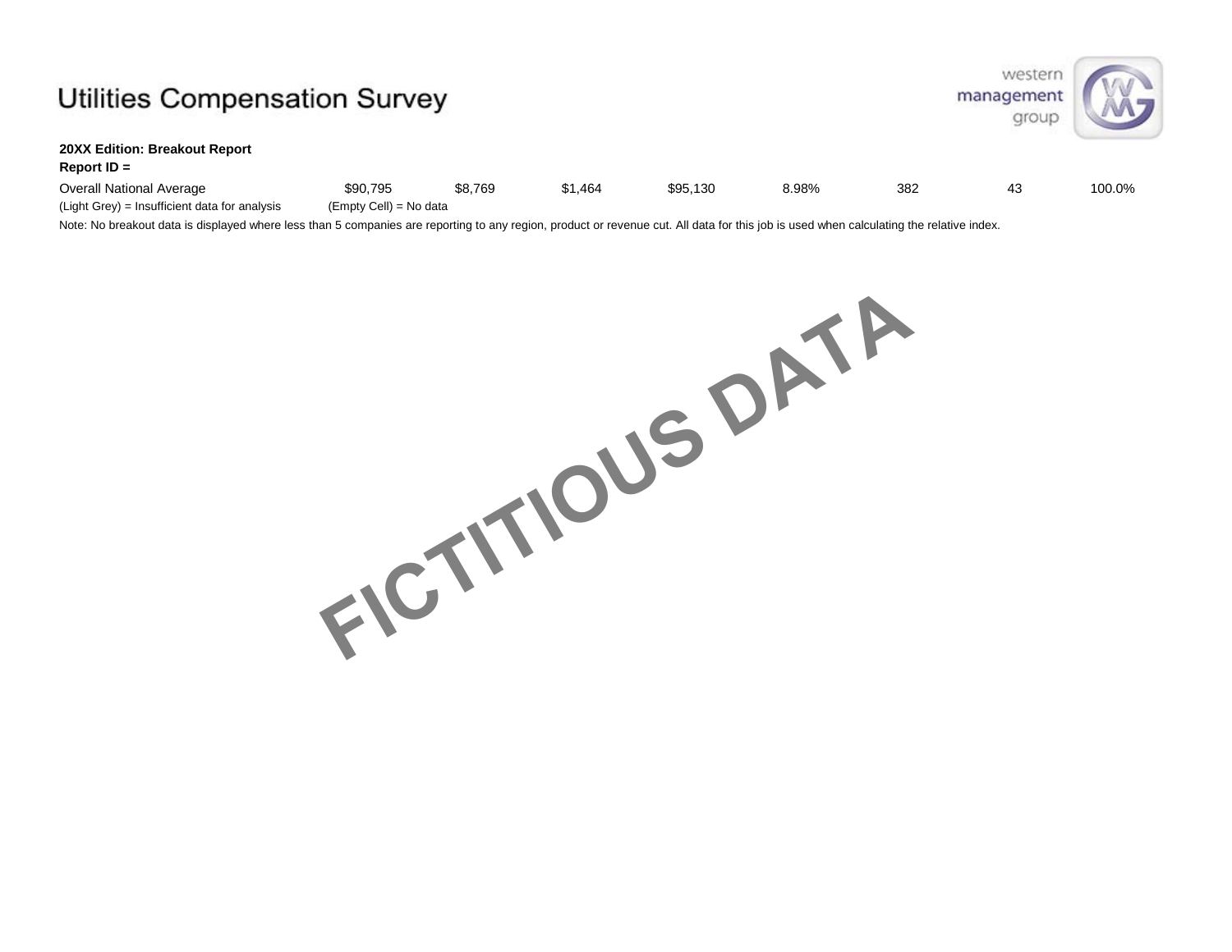# Utilities Compensation Survey

**20XX Edition: Breakout Report**
**Report ID =**

| | | | | | | | | |
|---|---|---|---|---|---|---|---|---|
| Overall National Average | $90,795 | $8,769 | $1,464 | $95,130 | 8.98% | 382 | 43 | 100.0% |

(Light Grey) = Insufficient data for analysis (Empty Cell) = No data

Note: No breakout data is displayed where less than 5 companies are reporting to any region, product or revenue cut. All data for this job is used when calculating the relative index.

FICTITIOUS DATA